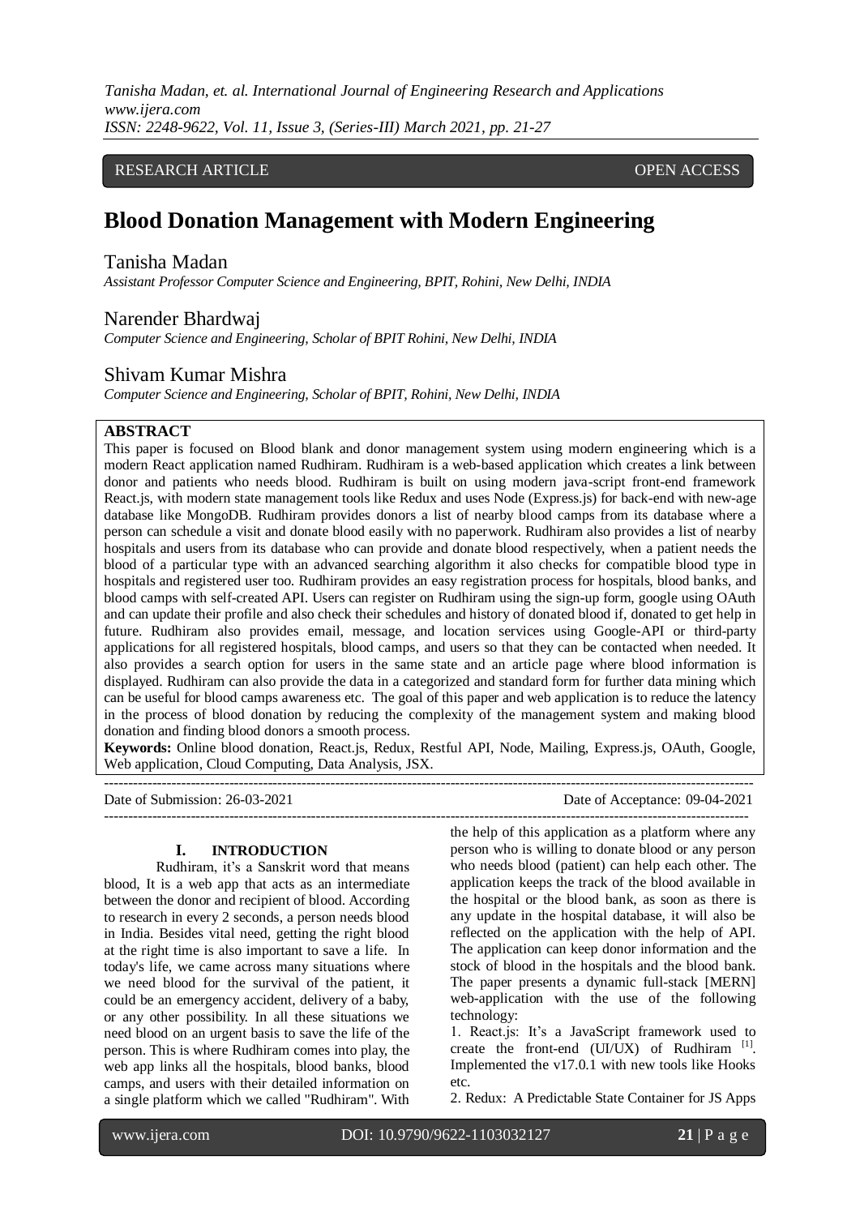RESEARCH ARTICLE OPEN ACCESS

# Blood Donation Management with Modern Engineering

Tanisha Madan
*Assistant Professor Computer Science and Engineering, BPIT, Rohini, New Delhi, INDIA*

Narender Bhardwaj
*Computer Science and Engineering, Scholar of BPIT Rohini, New Delhi, INDIA*

Shivam Kumar Mishra
*Computer Science and Engineering, Scholar of BPIT, Rohini, New Delhi, INDIA*

## ABSTRACT

This paper is focused on Blood blank and donor management system using modern engineering which is a modern React application named Rudhiram. Rudhiram is a web-based application which creates a link between donor and patients who needs blood. Rudhiram is built on using modern java-script front-end framework React.js, with modern state management tools like Redux and uses Node (Express.js) for back-end with new-age database like MongoDB. Rudhiram provides donors a list of nearby blood camps from its database where a person can schedule a visit and donate blood easily with no paperwork. Rudhiram also provides a list of nearby hospitals and users from its database who can provide and donate blood respectively, when a patient needs the blood of a particular type with an advanced searching algorithm it also checks for compatible blood type in hospitals and registered user too. Rudhiram provides an easy registration process for hospitals, blood banks, and blood camps with self-created API. Users can register on Rudhiram using the sign-up form, google using OAuth and can update their profile and also check their schedules and history of donated blood if, donated to get help in future. Rudhiram also provides email, message, and location services using Google-API or third-party applications for all registered hospitals, blood camps, and users so that they can be contacted when needed. It also provides a search option for users in the same state and an article page where blood information is displayed. Rudhiram can also provide the data in a categorized and standard form for further data mining which can be useful for blood camps awareness etc. The goal of this paper and web application is to reduce the latency in the process of blood donation by reducing the complexity of the management system and making blood donation and finding blood donors a smooth process.

**Keywords:** Online blood donation, React.js, Redux, Restful API, Node, Mailing, Express.js, OAuth, Google, Web application, Cloud Computing, Data Analysis, JSX.

---

Date of Submission: 26-03-2021 Date of Acceptance: 09-04-2021

---

## I. INTRODUCTION

Rudhiram, it's a Sanskrit word that means blood, It is a web app that acts as an intermediate between the donor and recipient of blood. According to research in every 2 seconds, a person needs blood in India. Besides vital need, getting the right blood at the right time is also important to save a life. In today's life, we came across many situations where we need blood for the survival of the patient, it could be an emergency accident, delivery of a baby, or any other possibility. In all these situations we need blood on an urgent basis to save the life of the person. This is where Rudhiram comes into play, the web app links all the hospitals, blood banks, blood camps, and users with their detailed information on a single platform which we called "Rudhiram". With the help of this application as a platform where any person who is willing to donate blood or any person who needs blood (patient) can help each other. The application keeps the track of the blood available in the hospital or the blood bank, as soon as there is any update in the hospital database, it will also be reflected on the application with the help of API. The application can keep donor information and the stock of blood in the hospitals and the blood bank. The paper presents a dynamic full-stack [MERN] web-application with the use of the following technology:

1. React.js: It's a JavaScript framework used to create the front-end (UI/UX) of Rudhiram [1]. Implemented the v17.0.1 with new tools like Hooks etc.

2. Redux: A Predictable State Container for JS Apps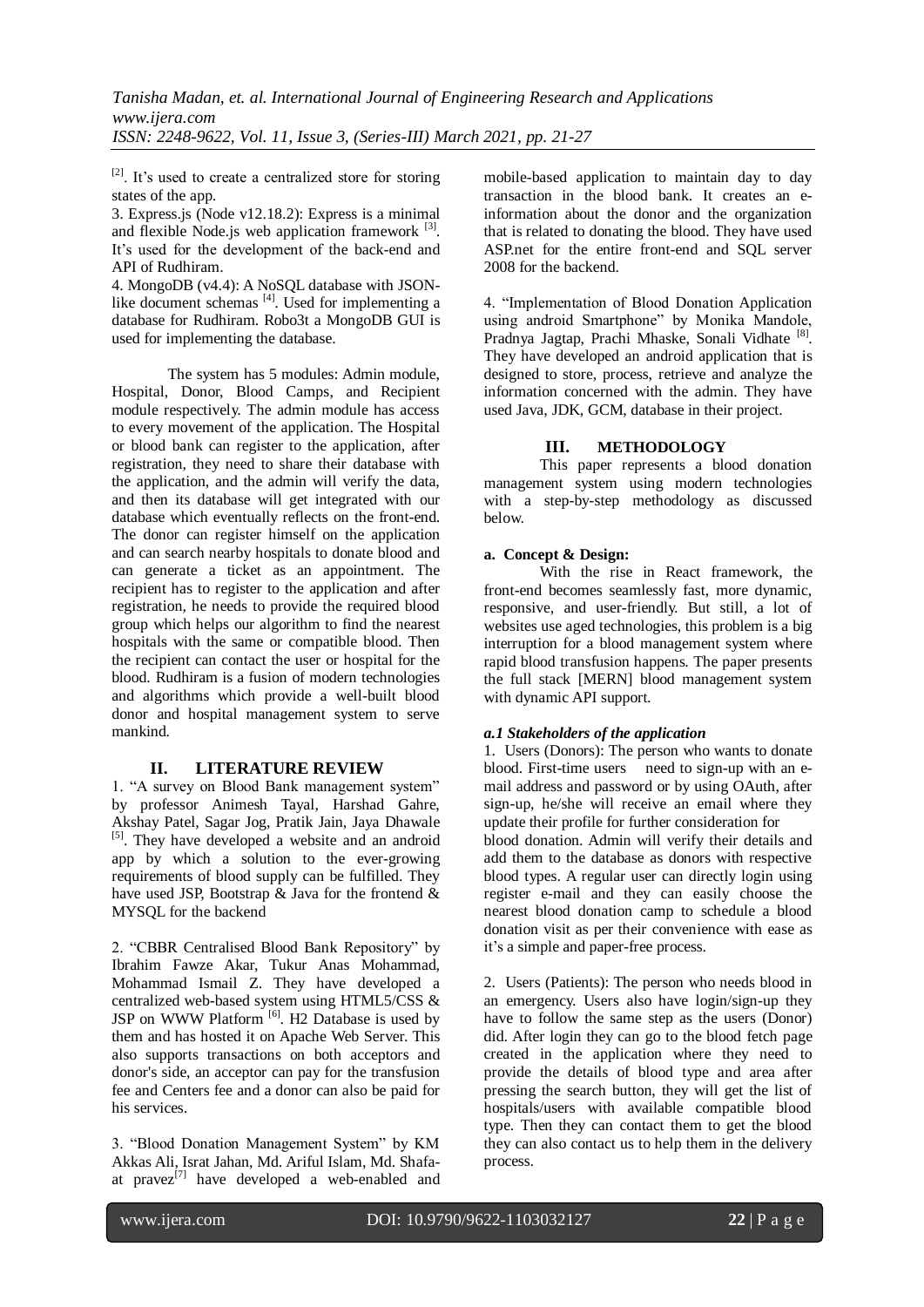[2]. It's used to create a centralized store for storing states of the app.

3. Express.js (Node v12.18.2): Express is a minimal and flexible Node.js web application framework [3]. It's used for the development of the back-end and API of Rudhiram.

4. MongoDB (v4.4): A NoSQL database with JSON-like document schemas [4]. Used for implementing a database for Rudhiram. Robo3t a MongoDB GUI is used for implementing the database.

The system has 5 modules: Admin module, Hospital, Donor, Blood Camps, and Recipient module respectively. The admin module has access to every movement of the application. The Hospital or blood bank can register to the application, after registration, they need to share their database with the application, and the admin will verify the data, and then its database will get integrated with our database which eventually reflects on the front-end. The donor can register himself on the application and can search nearby hospitals to donate blood and can generate a ticket as an appointment. The recipient has to register to the application and after registration, he needs to provide the required blood group which helps our algorithm to find the nearest hospitals with the same or compatible blood. Then the recipient can contact the user or hospital for the blood. Rudhiram is a fusion of modern technologies and algorithms which provide a well-built blood donor and hospital management system to serve mankind.

## II. LITERATURE REVIEW

1. "A survey on Blood Bank management system" by professor Animesh Tayal, Harshad Gahre, Akshay Patel, Sagar Jog, Pratik Jain, Jaya Dhawale [5]. They have developed a website and an android app by which a solution to the ever-growing requirements of blood supply can be fulfilled. They have used JSP, Bootstrap & Java for the frontend & MYSQL for the backend

2. "CBBR Centralised Blood Bank Repository" by Ibrahim Fawze Akar, Tukur Anas Mohammad, Mohammad Ismail Z. They have developed a centralized web-based system using HTML5/CSS & JSP on WWW Platform [6]. H2 Database is used by them and has hosted it on Apache Web Server. This also supports transactions on both acceptors and donor's side, an acceptor can pay for the transfusion fee and Centers fee and a donor can also be paid for his services.

3. "Blood Donation Management System" by KM Akkas Ali, Israt Jahan, Md. Ariful Islam, Md. Shafa-at pravez[7] have developed a web-enabled and mobile-based application to maintain day to day transaction in the blood bank. It creates an e-information about the donor and the organization that is related to donating the blood. They have used ASP.net for the entire front-end and SQL server 2008 for the backend.

4. "Implementation of Blood Donation Application using android Smartphone" by Monika Mandole, Pradnya Jagtap, Prachi Mhaske, Sonali Vidhate [8]. They have developed an android application that is designed to store, process, retrieve and analyze the information concerned with the admin. They have used Java, JDK, GCM, database in their project.

## III. METHODOLOGY

This paper represents a blood donation management system using modern technologies with a step-by-step methodology as discussed below.

### a. Concept & Design:

With the rise in React framework, the front-end becomes seamlessly fast, more dynamic, responsive, and user-friendly. But still, a lot of websites use aged technologies, this problem is a big interruption for a blood management system where rapid blood transfusion happens. The paper presents the full stack [MERN] blood management system with dynamic API support.

#### *a.1 Stakeholders of the application*

1. Users (Donors): The person who wants to donate blood. First-time users need to sign-up with an e-mail address and password or by using OAuth, after sign-up, he/she will receive an email where they update their profile for further consideration for blood donation. Admin will verify their details and add them to the database as donors with respective blood types. A regular user can directly login using register e-mail and they can easily choose the nearest blood donation camp to schedule a blood donation visit as per their convenience with ease as it's a simple and paper-free process.

2. Users (Patients): The person who needs blood in an emergency. Users also have login/sign-up they have to follow the same step as the users (Donor) did. After login they can go to the blood fetch page created in the application where they need to provide the details of blood type and area after pressing the search button, they will get the list of hospitals/users with available compatible blood type. Then they can contact them to get the blood they can also contact us to help them in the delivery process.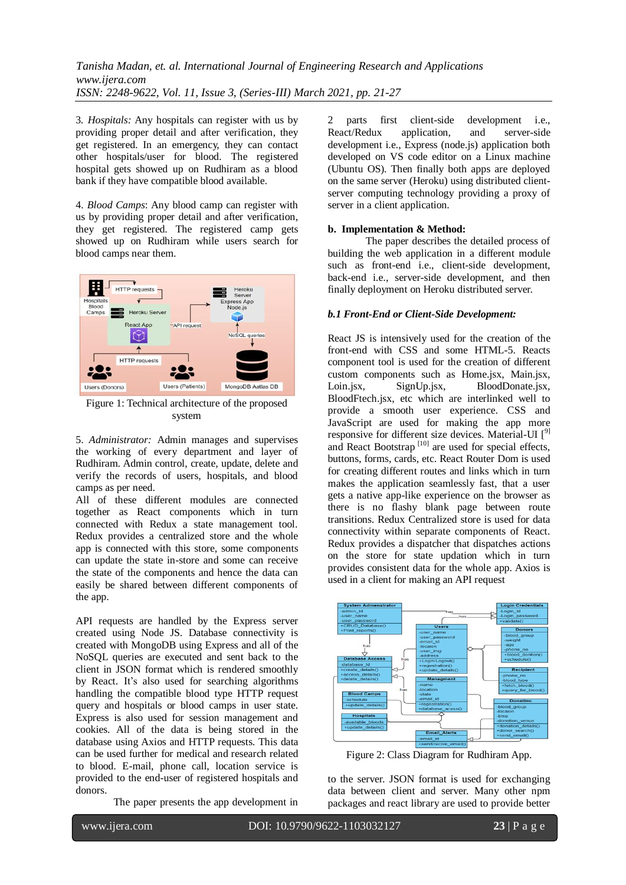3. *Hospitals:* Any hospitals can register with us by providing proper detail and after verification, they get registered. In an emergency, they can contact other hospitals/user for blood. The registered hospital gets showed up on Rudhiram as a blood bank if they have compatible blood available.

4. *Blood Camps*: Any blood camp can register with us by providing proper detail and after verification, they get registered. The registered camp gets showed up on Rudhiram while users search for blood camps near them.

Figure 1: Technical architecture of the proposed system

5. *Administrator:* Admin manages and supervises the working of every department and layer of Rudhiram. Admin control, create, update, delete and verify the records of users, hospitals, and blood camps as per need.

All of these different modules are connected together as React components which in turn connected with Redux a state management tool. Redux provides a centralized store and the whole app is connected with this store, some components can update the state in-store and some can receive the state of the components and hence the data can easily be shared between different components of the app.

API requests are handled by the Express server created using Node JS. Database connectivity is created with MongoDB using Express and all of the NoSQL queries are executed and sent back to the client in JSON format which is rendered smoothly by React. It's also used for searching algorithms handling the compatible blood type HTTP request query and hospitals or blood camps in user state. Express is also used for session management and cookies. All of the data is being stored in the database using Axios and HTTP requests. This data can be used further for medical and research related to blood. E-mail, phone call, location service is provided to the end-user of registered hospitals and donors.

The paper presents the app development in 2 parts first client-side development i.e., React/Redux application, and server-side development i.e., Express (node.js) application both developed on VS code editor on a Linux machine (Ubuntu OS). Then finally both apps are deployed on the same server (Heroku) using distributed client-server computing technology providing a proxy of server in a client application.

**b. Implementation & Method:**

The paper describes the detailed process of building the web application in a different module such as front-end i.e., client-side development, back-end i.e., server-side development, and then finally deployment on Heroku distributed server.

***b.1 Front-End or Client-Side Development:***

React JS is intensively used for the creation of the front-end with CSS and some HTML-5. Reacts component tool is used for the creation of different custom components such as Home.jsx, Main.jsx, Loin.jsx, SignUp.jsx, BloodDonate.jsx, BloodFtech.jsx, etc which are interlinked with each other to provide a smooth user experience. CSS and JavaScript are used for making the app more responsive for different size devices. Material-UI [9] and React Bootstrap [10] are used for special effects, buttons, forms, cards, etc. React Router Dom is used for creating different routes and links which in turn makes the application seamlessly fast, that a user gets a native app-like experience on the browser as there is no flashy blank page between route transitions. Redux Centralized store is used for data connectivity within separate components of React. Redux provides a dispatcher that dispatches actions on the store for state updation which in turn provides consistent data for the whole app. Axios is used in a client for making an API request

Figure 2: Class Diagram for Rudhiram App.

to the server. JSON format is used for exchanging data between client and server. Many other npm packages and react library are used to provide better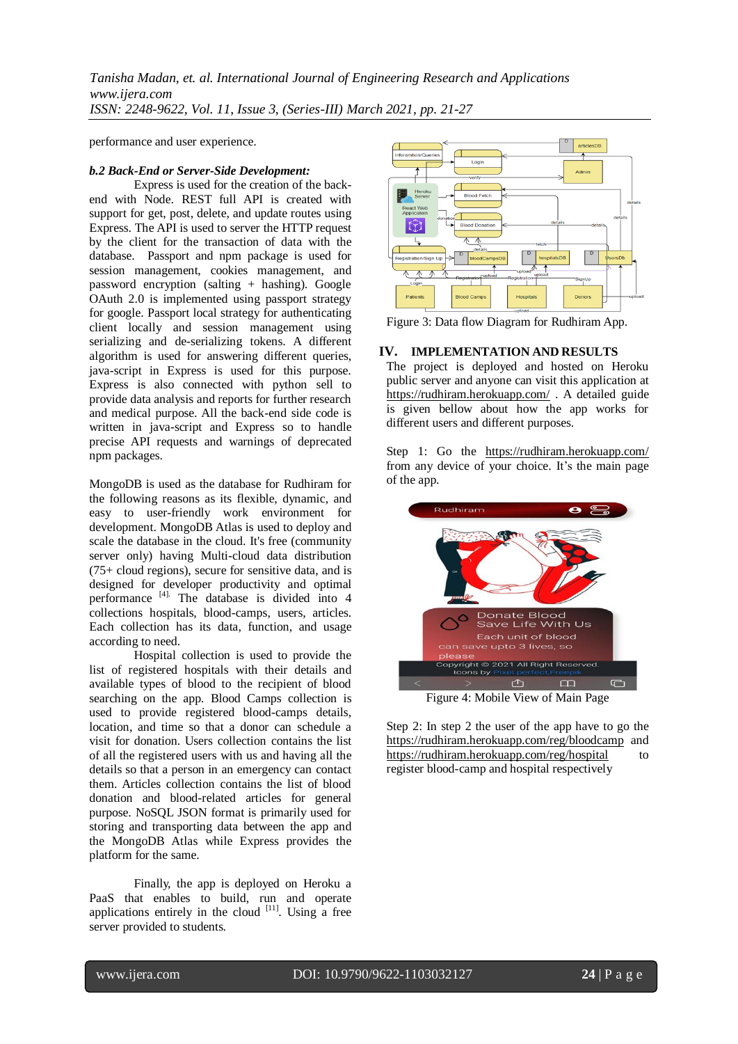performance and user experience.

***b.2 Back-End or Server-Side Development:***

Express is used for the creation of the back-end with Node. REST full API is created with support for get, post, delete, and update routes using Express. The API is used to server the HTTP request by the client for the transaction of data with the database. Passport and npm package is used for session management, cookies management, and password encryption (salting + hashing). Google OAuth 2.0 is implemented using passport strategy for google. Passport local strategy for authenticating client locally and session management using serializing and de-serializing tokens. A different algorithm is used for answering different queries, java-script in Express is used for this purpose. Express is also connected with python sell to provide data analysis and reports for further research and medical purpose. All the back-end side source code is written in java-script and Express so to handle precise API requests and warnings of deprecated npm packages.

MongoDB is used as the database for Rudhiram for the following reasons as its flexible, dynamic, and easy to user-friendly work environment for development. MongoDB Atlas is used to deploy and scale the database in the cloud. It's free (community server only) having Multi-cloud data distribution (75+ cloud regions), secure for sensitive data, and is designed for developer productivity and optimal performance [4]. The database is divided into 4 collections hospitals, blood-camps, users, articles. Each collection has its data, function, and usage according to need.

Hospital collection is used to provide the list of registered hospitals with their details and available types of blood to the recipient of blood searching on the app. Blood Camps collection is used to provide registered blood-camps details, location, and time so that a donor can schedule a visit for donation. Users collection contains the list of all the registered users with us and having all the details so that a person in an emergency can contact them. Articles collection contains the list of blood donation and blood-related articles for general purpose. NoSQL JSON format is primarily used for storing and transporting data between the app and the MongoDB Atlas while Express provides the platform for the same.

Finally, the app is deployed on Heroku a PaaS that enables to build, run and operate applications entirely in the cloud [11]. Using a free server provided to students.

Figure 3: Data flow Diagram for Rudhiram App.

## IV. IMPLEMENTATION AND RESULTS

The project is deployed and hosted on Heroku public server and anyone can visit this application at https://rudhiram.herokuapp.com/ . A detailed guide is given bellow about how the app works for different users and different purposes.

Step 1: Go the https://rudhiram.herokuapp.com/ from any device of your choice. It's the main page of the app.

Figure 4: Mobile View of Main Page

Step 2: In step 2 the user of the app have to go the https://rudhiram.herokuapp.com/reg/bloodcamp and https://rudhiram.herokuapp.com/reg/hospital to register blood-camp and hospital respectively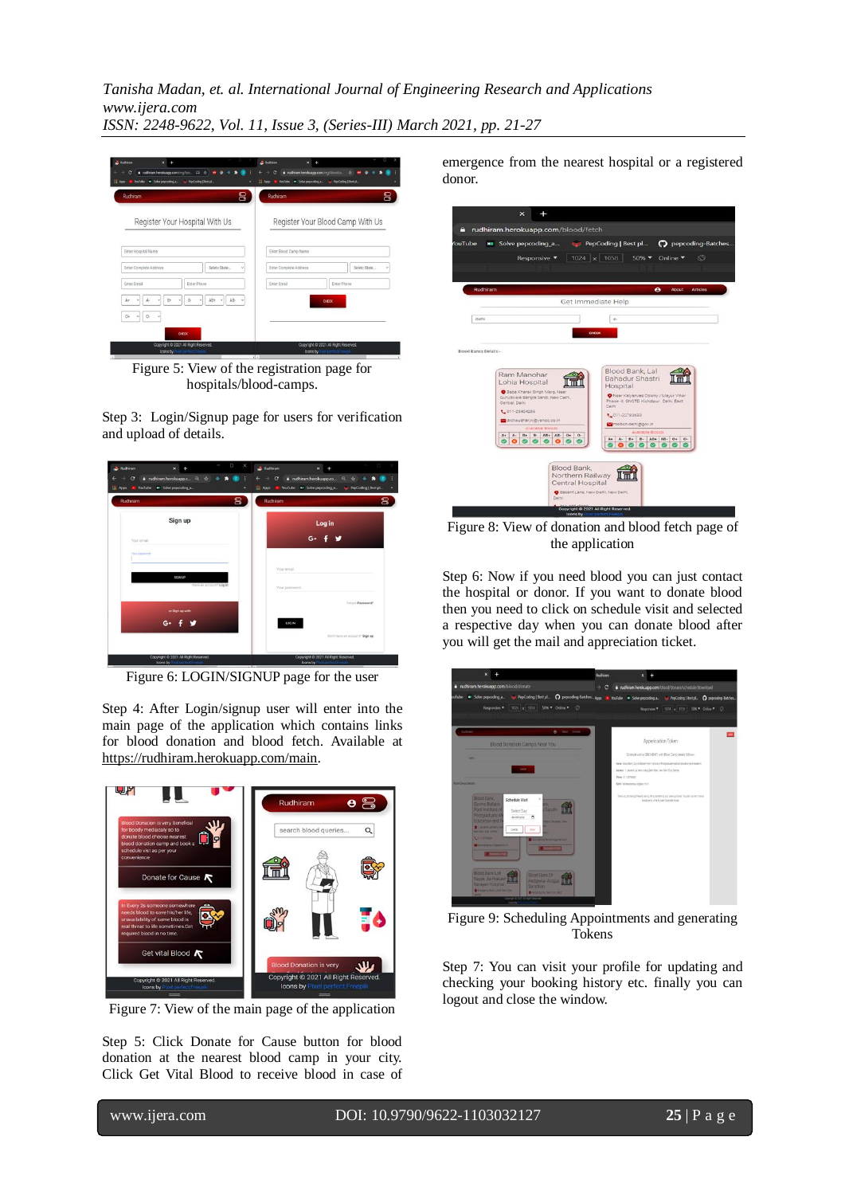Figure 5: View of the registration page for hospitals/blood-camps.

Step 3: Login/Signup page for users for verification and upload of details.

Figure 6: LOGIN/SIGNUP page for the user

Step 4: After Login/signup user will enter into the main page of the application which contains links for blood donation and blood fetch. Available at https://rudhiram.herokuapp.com/main.

Figure 7: View of the main page of the application

Step 5: Click Donate for Cause button for blood donation at the nearest blood camp in your city. Click Get Vital Blood to receive blood in case of emergence from the nearest hospital or a registered donor.

Figure 8: View of donation and blood fetch page of the application

Step 6: Now if you need blood you can just contact the hospital or donor. If you want to donate blood then you need to click on schedule visit and selected a respective day when you can donate blood after you will get the mail and appreciation ticket.

Figure 9: Scheduling Appointments and generating Tokens

Step 7: You can visit your profile for updating and checking your booking history etc. finally you can logout and close the window.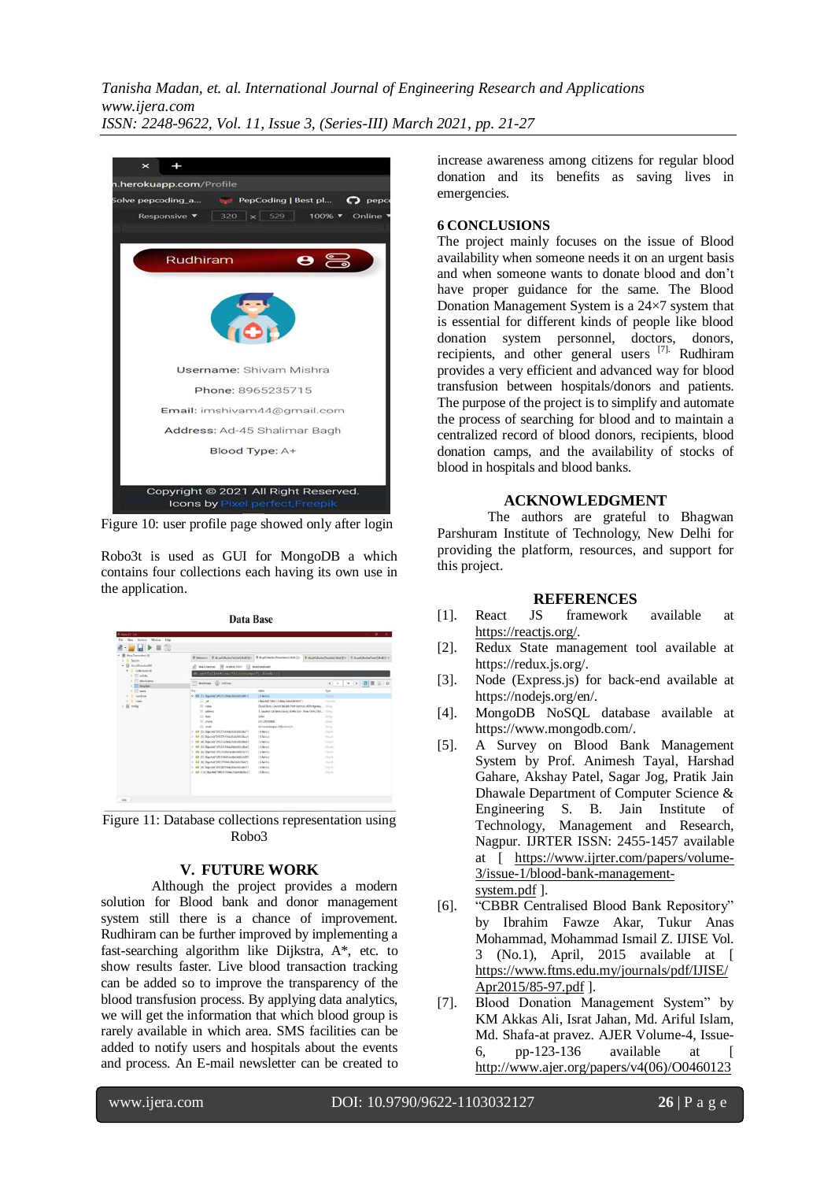Figure 10: user profile page showed only after login

Robo3t is used as GUI for MongoDB a which contains four collections each having its own use in the application.

Data Base

Figure 11: Database collections representation using Robo3

## V. FUTURE WORK

Although the project provides a modern solution for Blood bank and donor management system still there is a chance of improvement. Rudhiram can be further improved by implementing a fast-searching algorithm like Dijkstra, A*, etc. to show results faster. Live blood transaction tracking can be added so to improve the transparency of the blood transfusion process. By applying data analytics, we will get the information that which blood group is rarely available in which area. SMS facilities can be added to notify users and hospitals about the events and process. An E-mail newsletter can be created to increase awareness among citizens for regular blood donation and its benefits as saving lives in emergencies.

## 6 CONCLUSIONS

The project mainly focuses on the issue of Blood availability when someone needs it on an urgent basis and when someone wants to donate blood and don't have proper guidance for the same. The Blood Donation Management System is a 24×7 system that is essential for different kinds of people like blood donation system personnel, doctors, donors, recipients, and other general users [7]. Rudhiram provides a very efficient and advanced way for blood transfusion between hospitals/donors and patients. The purpose of the project is to simplify and automate the process of searching for blood and to maintain a centralized record of blood donors, recipients, blood donation camps, and the availability of stocks of blood in hospitals and blood banks.

## ACKNOWLEDGMENT

The authors are grateful to Bhagwan Parshuram Institute of Technology, New Delhi for providing the platform, resources, and support for this project.

## REFERENCES

[1]. React JS framework available at https://reactjs.org/.

[2]. Redux State management tool available at https://redux.js.org/.

[3]. Node (Express.js) for back-end available at https://nodejs.org/en/.

[4]. MongoDB NoSQL database available at https://www.mongodb.com/.

[5]. A Survey on Blood Bank Management System by Prof. Animesh Tayal, Harshad Gahare, Akshay Patel, Sagar Jog, Pratik Jain Dhawale Department of Computer Science & Engineering S. B. Jain Institute of Technology, Management and Research, Nagpur. IJRTER ISSN: 2455-1457 available at [ https://www.ijrter.com/papers/volume-3/issue-1/blood-bank-management-system.pdf ].

[6]. "CBBR Centralised Blood Bank Repository" by Ibrahim Fawze Akar, Tukur Anas Mohammad, Mohammad Ismail Z. IJISE Vol. 3 (No.1), April, 2015 available at [ https://www.ftms.edu.my/journals/pdf/IJISE/Apr2015/85-97.pdf ].

[7]. Blood Donation Management System" by KM Akkas Ali, Israt Jahan, Md. Ariful Islam, Md. Shafa-at pravez. AJER Volume-4, Issue-6, pp-123-136 available at [ http://www.ajer.org/papers/v4(06)/O0460123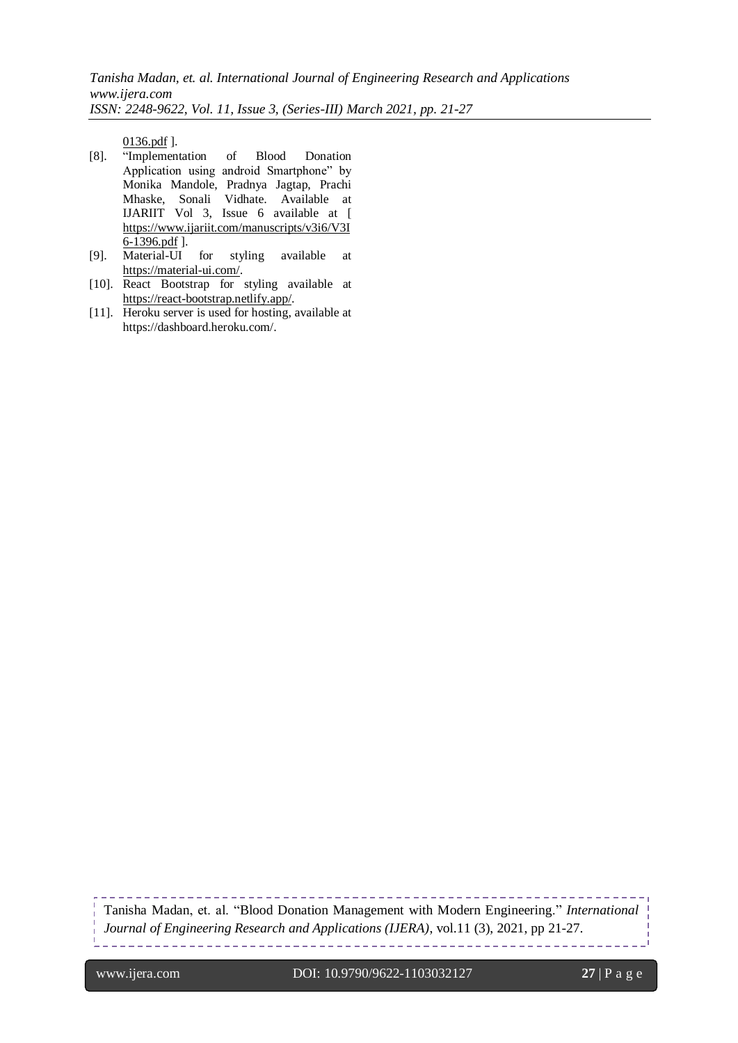0136.pdf ].

[8]. "Implementation of Blood Donation Application using android Smartphone" by Monika Mandole, Pradnya Jagtap, Prachi Mhaske, Sonali Vidhate. Available at IJARIIT Vol 3, Issue 6 available at [ https://www.ijariit.com/manuscripts/v3i6/V3I6-1396.pdf ].

[9]. Material-UI for styling available at https://material-ui.com/.

[10]. React Bootstrap for styling available at https://react-bootstrap.netlify.app/.

[11]. Heroku server is used for hosting, available at https://dashboard.heroku.com/.

Tanisha Madan, et. al. "Blood Donation Management with Modern Engineering." *International Journal of Engineering Research and Applications (IJERA)*, vol.11 (3), 2021, pp 21-27.